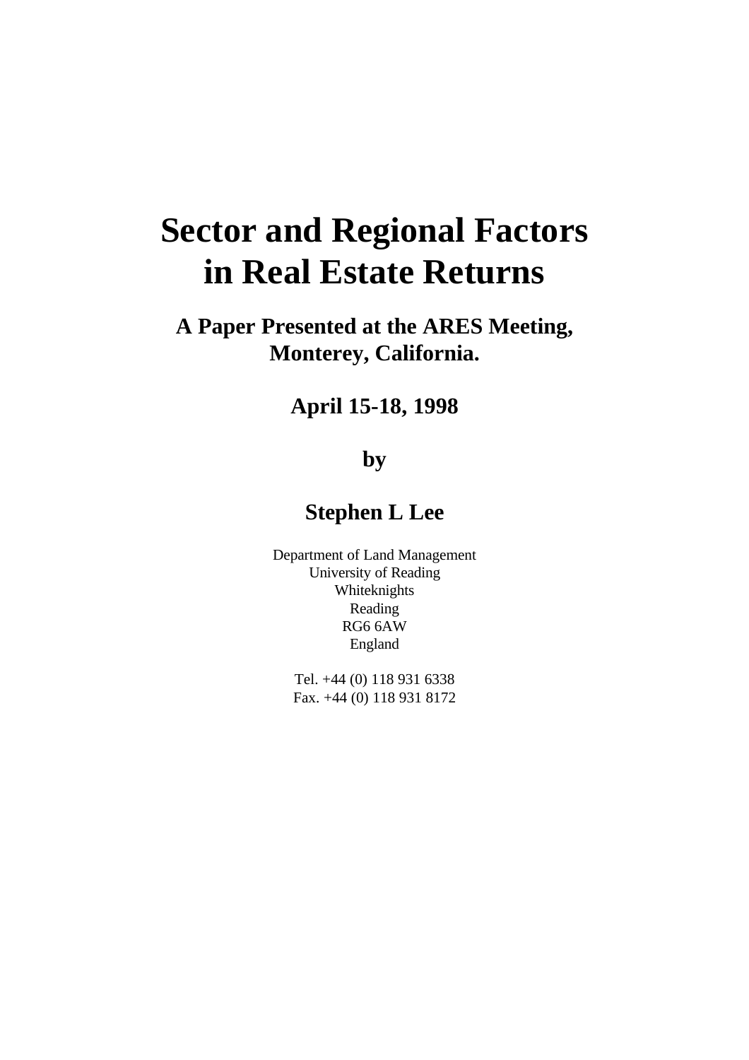# Sector and Regional Factors in Real Estate Returns

## A Paper Presented at the ARES Meeting, Monterey, California.

## April 15-18, 1998

## by

## Stephen L Lee

Department of Land Management
University of Reading
Whiteknights
Reading
RG6 6AW
England

Tel. +44 (0) 118 931 6338
Fax. +44 (0) 118 931 8172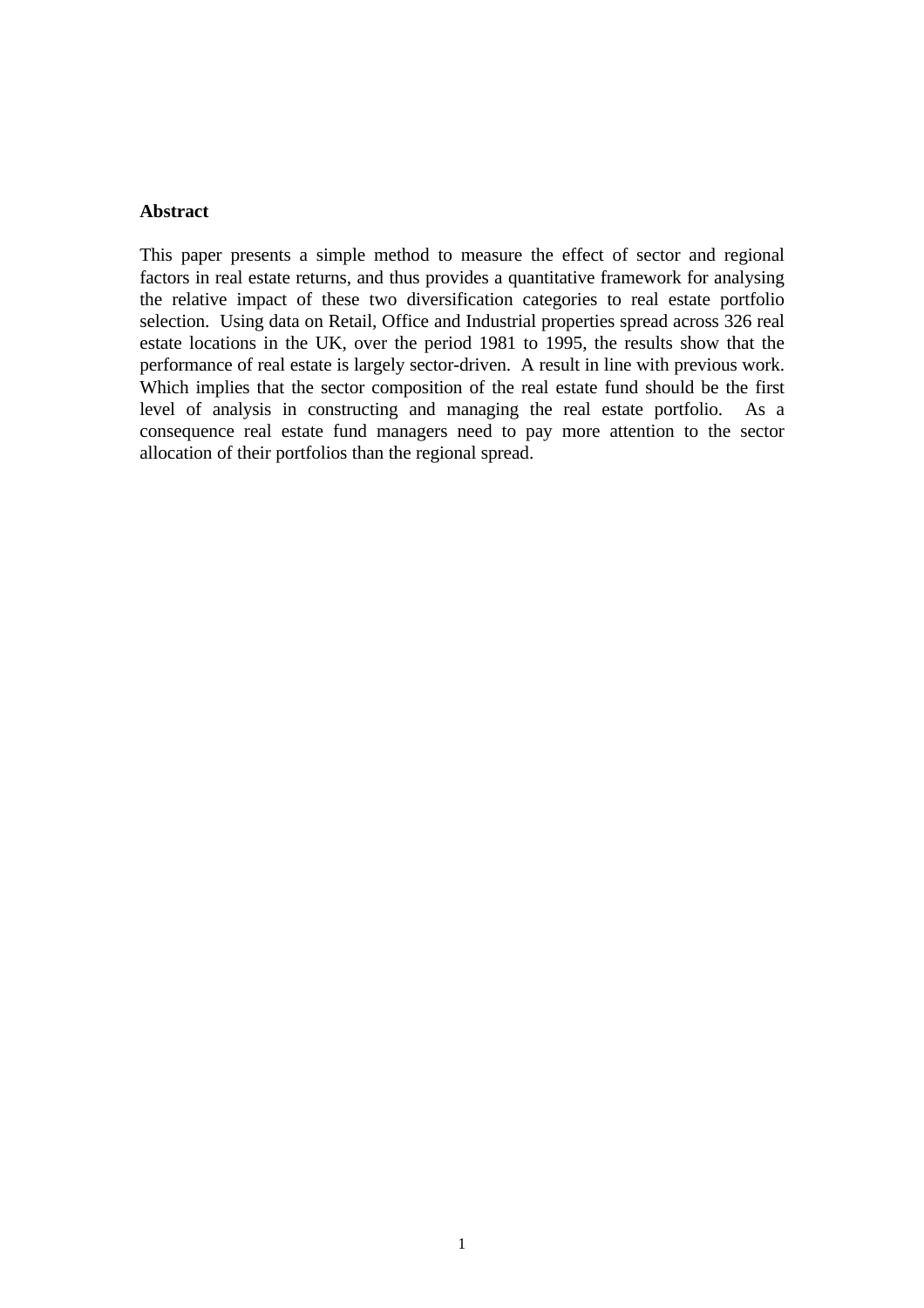**Abstract**

This paper presents a simple method to measure the effect of sector and regional factors in real estate returns, and thus provides a quantitative framework for analysing the relative impact of these two diversification categories to real estate portfolio selection. Using data on Retail, Office and Industrial properties spread across 326 real estate locations in the UK, over the period 1981 to 1995, the results show that the performance of real estate is largely sector-driven. A result in line with previous work. Which implies that the sector composition of the real estate fund should be the first level of analysis in constructing and managing the real estate portfolio. As a consequence real estate fund managers need to pay more attention to the sector allocation of their portfolios than the regional spread.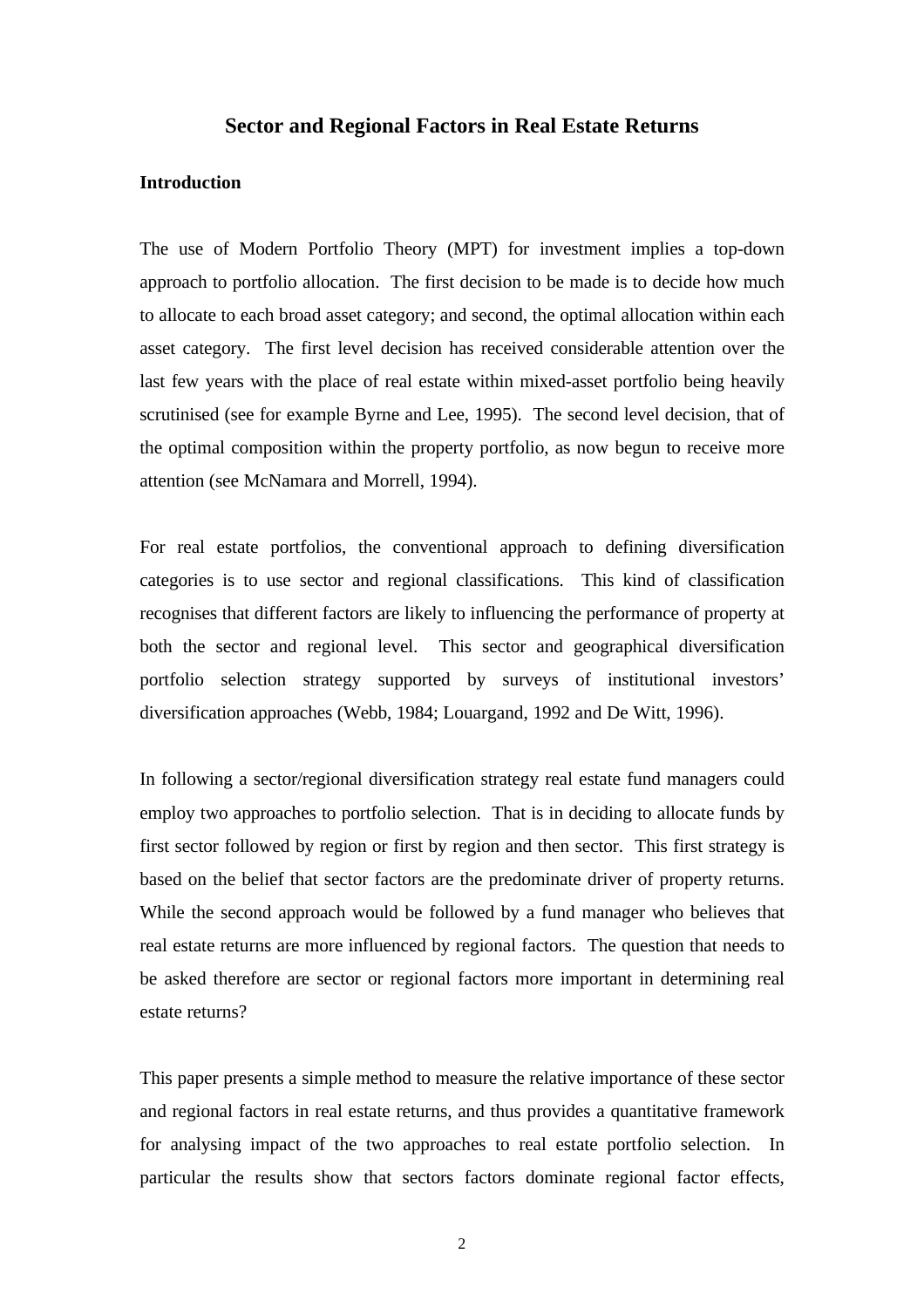## Sector and Regional Factors in Real Estate Returns

### Introduction

The use of Modern Portfolio Theory (MPT) for investment implies a top-down approach to portfolio allocation. The first decision to be made is to decide how much to allocate to each broad asset category; and second, the optimal allocation within each asset category. The first level decision has received considerable attention over the last few years with the place of real estate within mixed-asset portfolio being heavily scrutinised (see for example Byrne and Lee, 1995). The second level decision, that of the optimal composition within the property portfolio, as now begun to receive more attention (see McNamara and Morrell, 1994).

For real estate portfolios, the conventional approach to defining diversification categories is to use sector and regional classifications. This kind of classification recognises that different factors are likely to influencing the performance of property at both the sector and regional level. This sector and geographical diversification portfolio selection strategy supported by surveys of institutional investors' diversification approaches (Webb, 1984; Louargand, 1992 and De Witt, 1996).

In following a sector/regional diversification strategy real estate fund managers could employ two approaches to portfolio selection. That is in deciding to allocate funds by first sector followed by region or first by region and then sector. This first strategy is based on the belief that sector factors are the predominate driver of property returns. While the second approach would be followed by a fund manager who believes that real estate returns are more influenced by regional factors. The question that needs to be asked therefore are sector or regional factors more important in determining real estate returns?

This paper presents a simple method to measure the relative importance of these sector and regional factors in real estate returns, and thus provides a quantitative framework for analysing impact of the two approaches to real estate portfolio selection. In particular the results show that sectors factors dominate regional factor effects,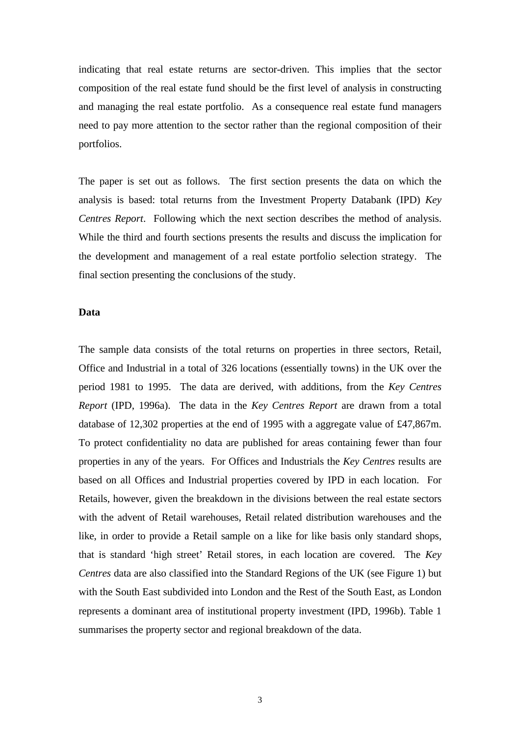indicating that real estate returns are sector-driven. This implies that the sector composition of the real estate fund should be the first level of analysis in constructing and managing the real estate portfolio. As a consequence real estate fund managers need to pay more attention to the sector rather than the regional composition of their portfolios.

The paper is set out as follows. The first section presents the data on which the analysis is based: total returns from the Investment Property Databank (IPD) *Key Centres Report*. Following which the next section describes the method of analysis. While the third and fourth sections presents the results and discuss the implication for the development and management of a real estate portfolio selection strategy. The final section presenting the conclusions of the study.

**Data**

The sample data consists of the total returns on properties in three sectors, Retail, Office and Industrial in a total of 326 locations (essentially towns) in the UK over the period 1981 to 1995. The data are derived, with additions, from the *Key Centres Report* (IPD, 1996a). The data in the *Key Centres Report* are drawn from a total database of 12,302 properties at the end of 1995 with a aggregate value of £47,867m. To protect confidentiality no data are published for areas containing fewer than four properties in any of the years. For Offices and Industrials the *Key Centres* results are based on all Offices and Industrial properties covered by IPD in each location. For Retails, however, given the breakdown in the divisions between the real estate sectors with the advent of Retail warehouses, Retail related distribution warehouses and the like, in order to provide a Retail sample on a like for like basis only standard shops, that is standard 'high street' Retail stores, in each location are covered. The *Key Centres* data are also classified into the Standard Regions of the UK (see Figure 1) but with the South East subdivided into London and the Rest of the South East, as London represents a dominant area of institutional property investment (IPD, 1996b). Table 1 summarises the property sector and regional breakdown of the data.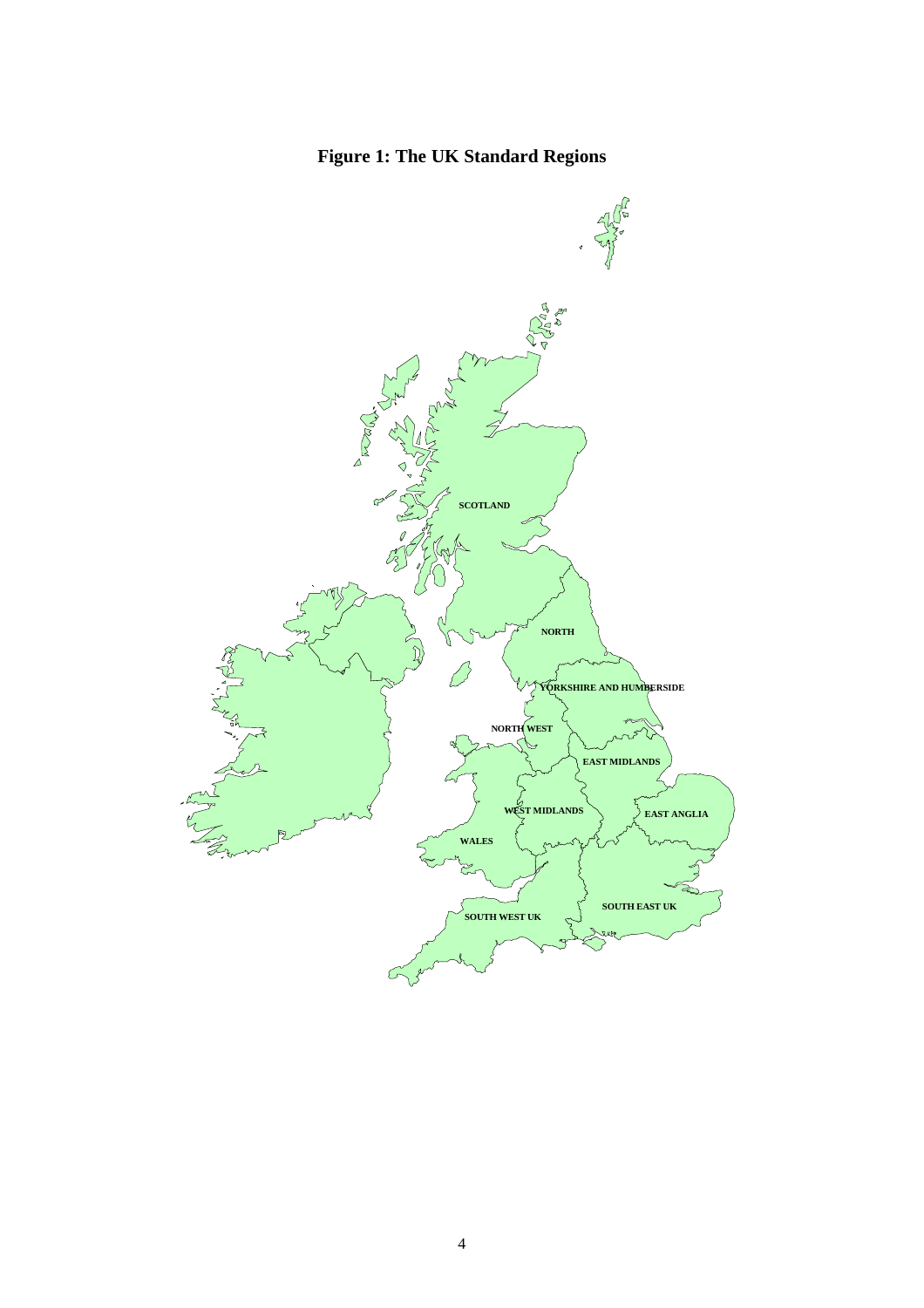**Figure 1: The UK Standard Regions**

SCOTLAND

NORTH

YORKSHIRE AND HUMBERSIDE

NORTH WEST

EAST MIDLANDS

WEST MIDLANDS

EAST ANGLIA

WALES

SOUTH EAST UK

SOUTH WEST UK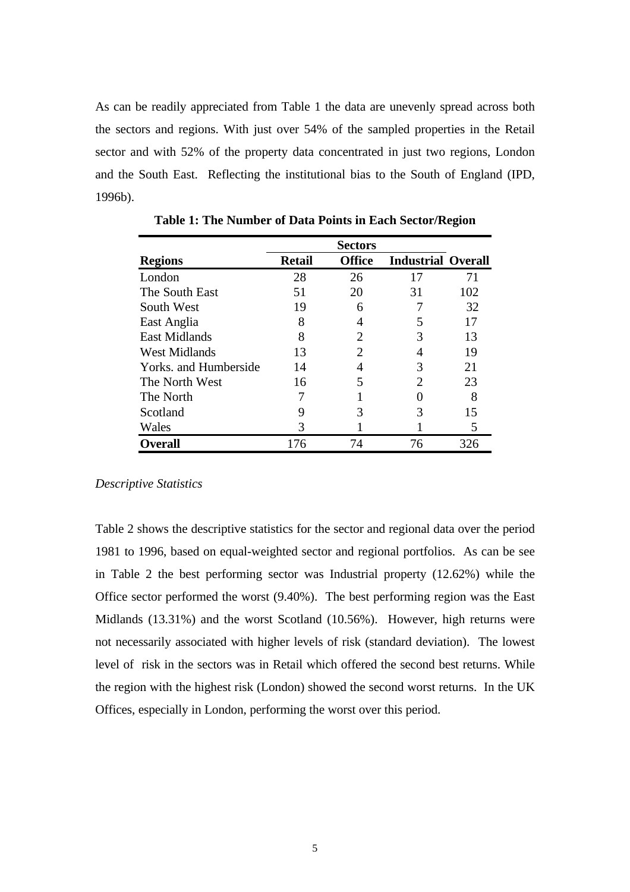As can be readily appreciated from Table 1 the data are unevenly spread across both the sectors and regions. With just over 54% of the sampled properties in the Retail sector and with 52% of the property data concentrated in just two regions, London and the South East. Reflecting the institutional bias to the South of England (IPD, 1996b).

**Table 1: The Number of Data Points in Each Sector/Region**

| | Sectors | | | |
|---|---|---|---|---|
| **Regions** | **Retail** | **Office** | **Industrial** | **Overall** |
| London | 28 | 26 | 17 | 71 |
| The South East | 51 | 20 | 31 | 102 |
| South West | 19 | 6 | 7 | 32 |
| East Anglia | 8 | 4 | 5 | 17 |
| East Midlands | 8 | 2 | 3 | 13 |
| West Midlands | 13 | 2 | 4 | 19 |
| Yorks. and Humberside | 14 | 4 | 3 | 21 |
| The North West | 16 | 5 | 2 | 23 |
| The North | 7 | 1 | 0 | 8 |
| Scotland | 9 | 3 | 3 | 15 |
| Wales | 3 | 1 | 1 | 5 |
| **Overall** | 176 | 74 | 76 | 326 |

*Descriptive Statistics*

Table 2 shows the descriptive statistics for the sector and regional data over the period 1981 to 1996, based on equal-weighted sector and regional portfolios. As can be see in Table 2 the best performing sector was Industrial property (12.62%) while the Office sector performed the worst (9.40%). The best performing region was the East Midlands (13.31%) and the worst Scotland (10.56%). However, high returns were not necessarily associated with higher levels of risk (standard deviation). The lowest level of risk in the sectors was in Retail which offered the second best returns. While the region with the highest risk (London) showed the second worst returns. In the UK Offices, especially in London, performing the worst over this period.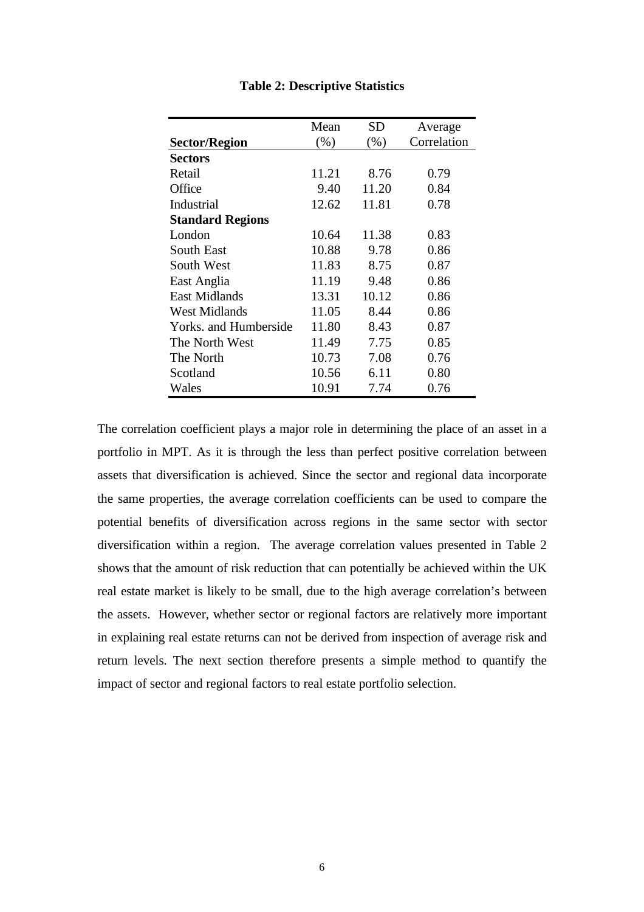**Table 2: Descriptive Statistics**

| Sector/Region | Mean (%) | SD (%) | Average Correlation |
|---|---|---|---|
| **Sectors** | | | |
| Retail | 11.21 | 8.76 | 0.79 |
| Office | 9.40 | 11.20 | 0.84 |
| Industrial | 12.62 | 11.81 | 0.78 |
| **Standard Regions** | | | |
| London | 10.64 | 11.38 | 0.83 |
| South East | 10.88 | 9.78 | 0.86 |
| South West | 11.83 | 8.75 | 0.87 |
| East Anglia | 11.19 | 9.48 | 0.86 |
| East Midlands | 13.31 | 10.12 | 0.86 |
| West Midlands | 11.05 | 8.44 | 0.86 |
| Yorks. and Humberside | 11.80 | 8.43 | 0.87 |
| The North West | 11.49 | 7.75 | 0.85 |
| The North | 10.73 | 7.08 | 0.76 |
| Scotland | 10.56 | 6.11 | 0.80 |
| Wales | 10.91 | 7.74 | 0.76 |

The correlation coefficient plays a major role in determining the place of an asset in a portfolio in MPT. As it is through the less than perfect positive correlation between assets that diversification is achieved. Since the sector and regional data incorporate the same properties, the average correlation coefficients can be used to compare the potential benefits of diversification across regions in the same sector with sector diversification within a region. The average correlation values presented in Table 2 shows that the amount of risk reduction that can potentially be achieved within the UK real estate market is likely to be small, due to the high average correlation's between the assets. However, whether sector or regional factors are relatively more important in explaining real estate returns can not be derived from inspection of average risk and return levels. The next section therefore presents a simple method to quantify the impact of sector and regional factors to real estate portfolio selection.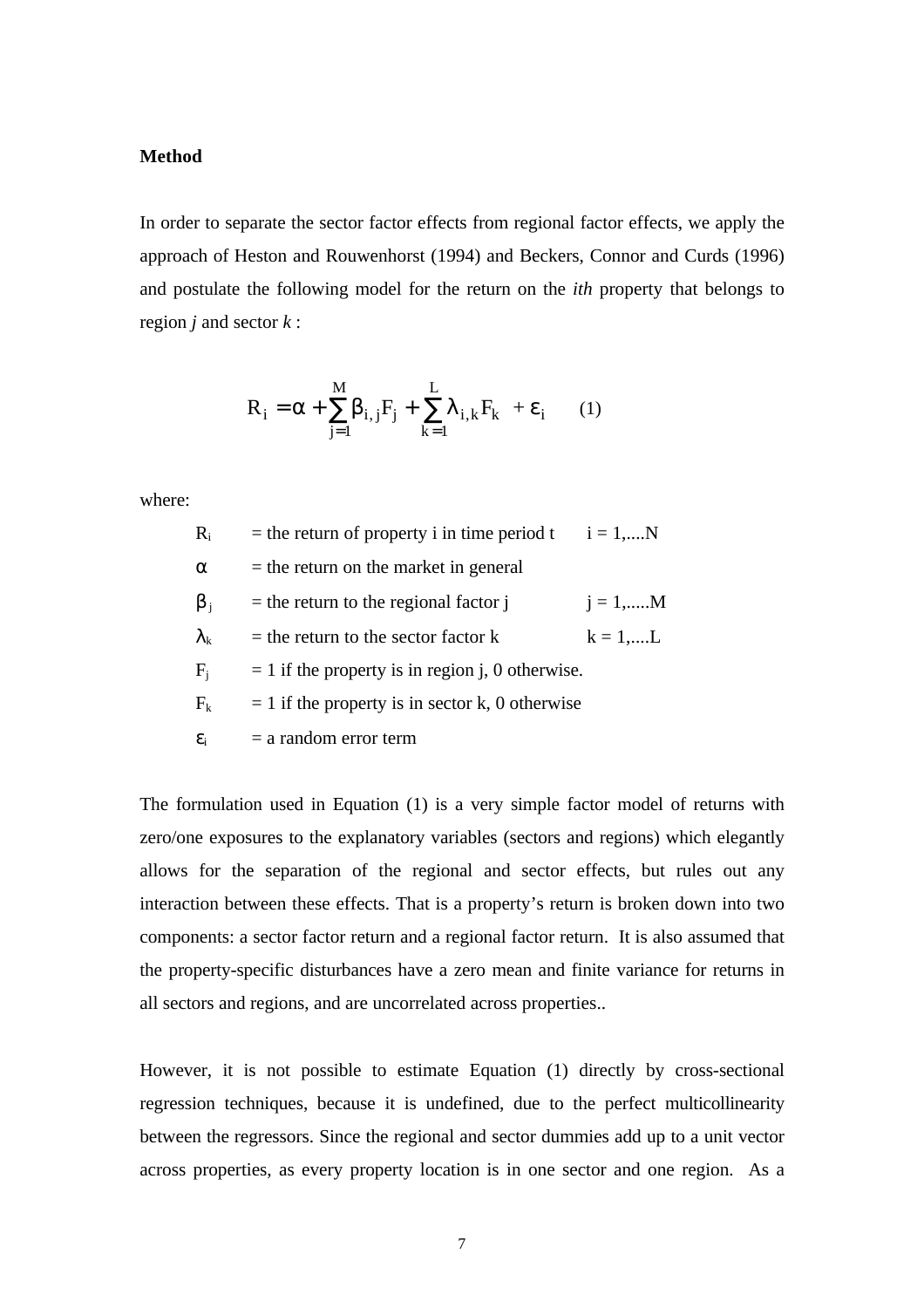**Method**

In order to separate the sector factor effects from regional factor effects, we apply the approach of Heston and Rouwenhorst (1994) and Beckers, Connor and Curds (1996) and postulate the following model for the return on the *ith* property that belongs to region *j* and sector *k* :

$$R_i = \alpha + \sum_{j=1}^{M} \beta_{i,j} F_j + \sum_{k=1}^{L} \lambda_{i,k} F_k + \varepsilon_i \qquad (1)$$

where:

| | | |
|---|---|---|
| $R_i$ | = the return of property i in time period t | i = 1,....N |
| $\alpha$ | = the return on the market in general | |
| $\beta_j$ | = the return to the regional factor j | j = 1,.....M |
| $\lambda_k$ | = the return to the sector factor k | k = 1,....L |
| $F_j$ | = 1 if the property is in region j, 0 otherwise. | |
| $F_k$ | = 1 if the property is in sector k, 0 otherwise | |
| $\varepsilon_i$ | = a random error term | |

The formulation used in Equation (1) is a very simple factor model of returns with zero/one exposures to the explanatory variables (sectors and regions) which elegantly allows for the separation of the regional and sector effects, but rules out any interaction between these effects. That is a property's return is broken down into two components: a sector factor return and a regional factor return. It is also assumed that the property-specific disturbances have a zero mean and finite variance for returns in all sectors and regions, and are uncorrelated across properties..

However, it is not possible to estimate Equation (1) directly by cross-sectional regression techniques, because it is undefined, due to the perfect multicollinearity between the regressors. Since the regional and sector dummies add up to a unit vector across properties, as every property location is in one sector and one region. As a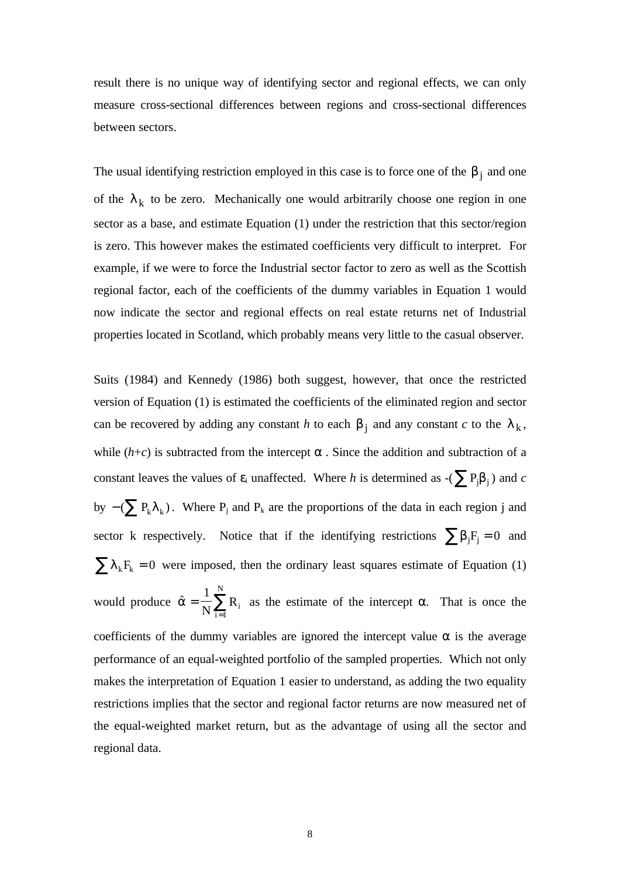result there is no unique way of identifying sector and regional effects, we can only measure cross-sectional differences between regions and cross-sectional differences between sectors.

The usual identifying restriction employed in this case is to force one of the $\beta_j$ and one of the $\lambda_k$ to be zero. Mechanically one would arbitrarily choose one region in one sector as a base, and estimate Equation (1) under the restriction that this sector/region is zero. This however makes the estimated coefficients very difficult to interpret. For example, if we were to force the Industrial sector factor to zero as well as the Scottish regional factor, each of the coefficients of the dummy variables in Equation 1 would now indicate the sector and regional effects on real estate returns net of Industrial properties located in Scotland, which probably means very little to the casual observer.

Suits (1984) and Kennedy (1986) both suggest, however, that once the restricted version of Equation (1) is estimated the coefficients of the eliminated region and sector can be recovered by adding any constant *h* to each $\beta_j$ and any constant *c* to the $\lambda_k$, while (*h*+*c*) is subtracted from the intercept $\alpha$. Since the addition and subtraction of a constant leaves the values of $\varepsilon_i$ unaffected. Where *h* is determined as $-(\sum P_j\beta_j)$ and *c* by $-(\sum P_k\lambda_k)$. Where $P_j$ and $P_k$ are the proportions of the data in each region j and sector k respectively. Notice that if the identifying restrictions $\sum \beta_j F_j = 0$ and $\sum \lambda_k F_k = 0$ were imposed, then the ordinary least squares estimate of Equation (1) would produce $\hat{\alpha} = \frac{1}{N}\sum_{i=1}^{N} R_i$ as the estimate of the intercept $\alpha$. That is once the coefficients of the dummy variables are ignored the intercept value $\alpha$ is the average performance of an equal-weighted portfolio of the sampled properties. Which not only makes the interpretation of Equation 1 easier to understand, as adding the two equality restrictions implies that the sector and regional factor returns are now measured net of the equal-weighted market return, but as the advantage of using all the sector and regional data.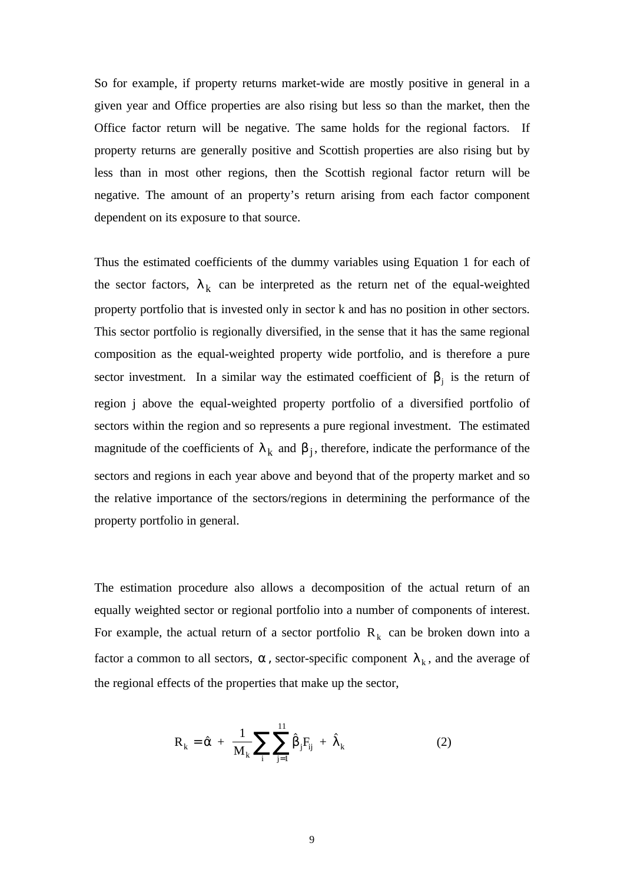So for example, if property returns market-wide are mostly positive in general in a given year and Office properties are also rising but less so than the market, then the Office factor return will be negative. The same holds for the regional factors. If property returns are generally positive and Scottish properties are also rising but by less than in most other regions, then the Scottish regional factor return will be negative. The amount of an property's return arising from each factor component dependent on its exposure to that source.

Thus the estimated coefficients of the dummy variables using Equation 1 for each of the sector factors, $\lambda_k$ can be interpreted as the return net of the equal-weighted property portfolio that is invested only in sector k and has no position in other sectors. This sector portfolio is regionally diversified, in the sense that it has the same regional composition as the equal-weighted property wide portfolio, and is therefore a pure sector investment. In a similar way the estimated coefficient of $\beta_j$ is the return of region j above the equal-weighted property portfolio of a diversified portfolio of sectors within the region and so represents a pure regional investment. The estimated magnitude of the coefficients of $\lambda_k$ and $\beta_j$, therefore, indicate the performance of the sectors and regions in each year above and beyond that of the property market and so the relative importance of the sectors/regions in determining the performance of the property portfolio in general.

The estimation procedure also allows a decomposition of the actual return of an equally weighted sector or regional portfolio into a number of components of interest. For example, the actual return of a sector portfolio $R_k$ can be broken down into a factor a common to all sectors, $\alpha$, sector-specific component $\lambda_k$, and the average of the regional effects of the properties that make up the sector,

$$R_k = \hat{\alpha} + \frac{1}{M_k}\sum_i \sum_{j=1}^{11} \hat{\beta}_j F_{ij} + \hat{\lambda}_k \qquad (2)$$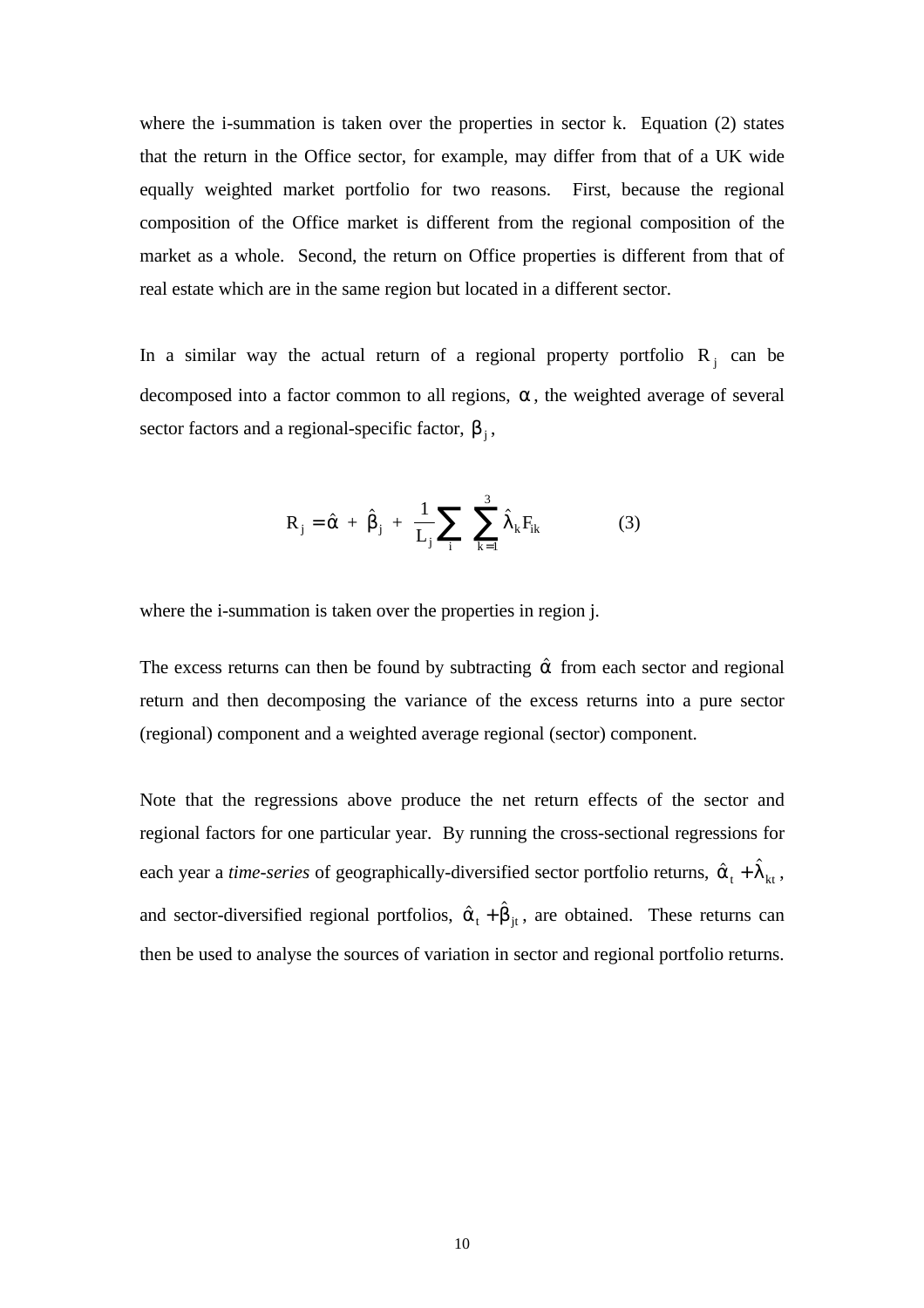where the i-summation is taken over the properties in sector k. Equation (2) states that the return in the Office sector, for example, may differ from that of a UK wide equally weighted market portfolio for two reasons. First, because the regional composition of the Office market is different from the regional composition of the market as a whole. Second, the return on Office properties is different from that of real estate which are in the same region but located in a different sector.

In a similar way the actual return of a regional property portfolio $R_j$ can be decomposed into a factor common to all regions, $\alpha$, the weighted average of several sector factors and a regional-specific factor, $\beta_j$,

$$R_j = \hat{\alpha} + \hat{\beta}_j + \frac{1}{L_j} \sum_i \sum_{k=1}^{3} \hat{\lambda}_k F_{ik} \qquad (3)$$

where the i-summation is taken over the properties in region j.

The excess returns can then be found by subtracting $\hat{\alpha}$ from each sector and regional return and then decomposing the variance of the excess returns into a pure sector (regional) component and a weighted average regional (sector) component.

Note that the regressions above produce the net return effects of the sector and regional factors for one particular year. By running the cross-sectional regressions for each year a *time-series* of geographically-diversified sector portfolio returns, $\hat{\alpha}_t + \hat{\lambda}_{kt}$, and sector-diversified regional portfolios, $\hat{\alpha}_t + \hat{\beta}_{jt}$, are obtained. These returns can then be used to analyse the sources of variation in sector and regional portfolio returns.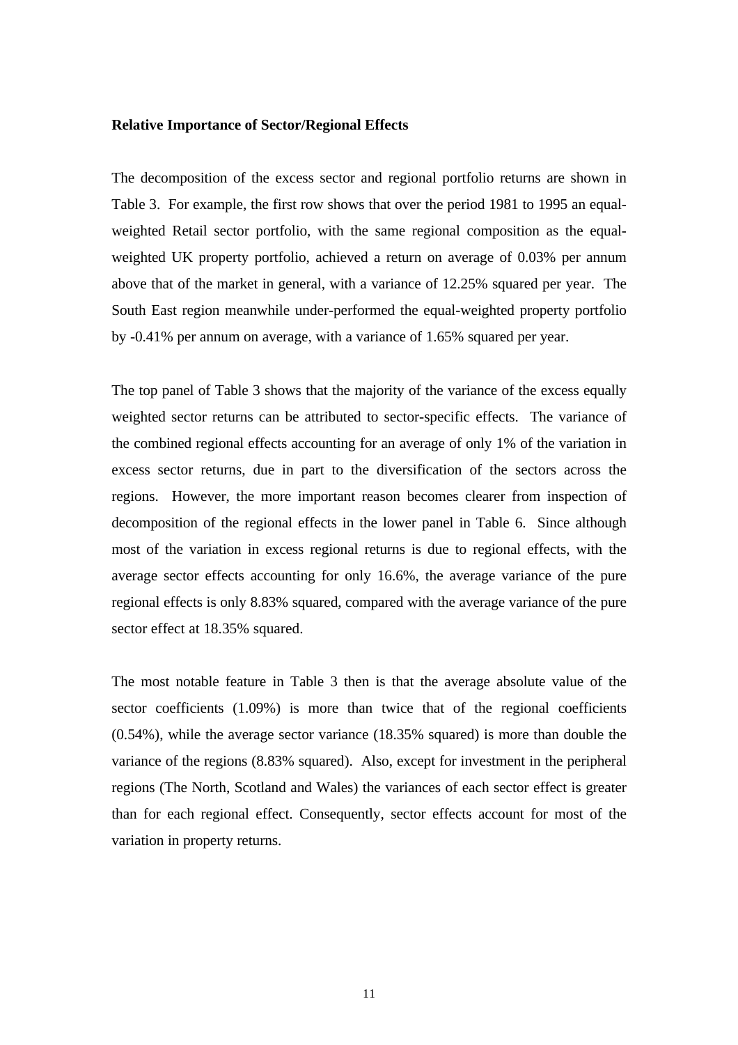**Relative Importance of Sector/Regional Effects**

The decomposition of the excess sector and regional portfolio returns are shown in Table 3. For example, the first row shows that over the period 1981 to 1995 an equal-weighted Retail sector portfolio, with the same regional composition as the equal-weighted UK property portfolio, achieved a return on average of 0.03% per annum above that of the market in general, with a variance of 12.25% squared per year. The South East region meanwhile under-performed the equal-weighted property portfolio by -0.41% per annum on average, with a variance of 1.65% squared per year.

The top panel of Table 3 shows that the majority of the variance of the excess equally weighted sector returns can be attributed to sector-specific effects. The variance of the combined regional effects accounting for an average of only 1% of the variation in excess sector returns, due in part to the diversification of the sectors across the regions. However, the more important reason becomes clearer from inspection of decomposition of the regional effects in the lower panel in Table 6. Since although most of the variation in excess regional returns is due to regional effects, with the average sector effects accounting for only 16.6%, the average variance of the pure regional effects is only 8.83% squared, compared with the average variance of the pure sector effect at 18.35% squared.

The most notable feature in Table 3 then is that the average absolute value of the sector coefficients (1.09%) is more than twice that of the regional coefficients (0.54%), while the average sector variance (18.35% squared) is more than double the variance of the regions (8.83% squared). Also, except for investment in the peripheral regions (The North, Scotland and Wales) the variances of each sector effect is greater than for each regional effect. Consequently, sector effects account for most of the variation in property returns.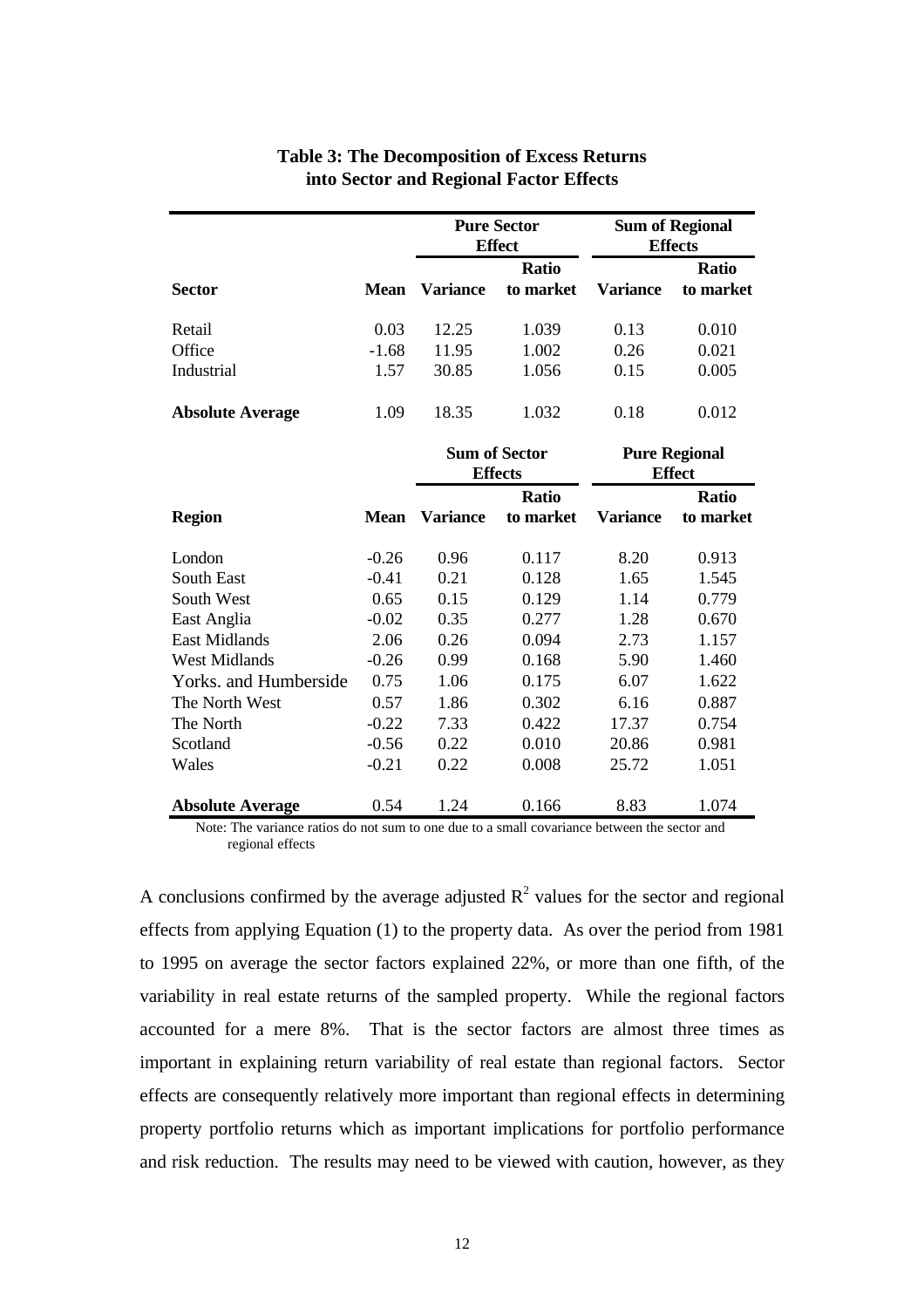**Table 3: The Decomposition of Excess Returns into Sector and Regional Factor Effects**

| | | Pure Sector Effect | | Sum of Regional Effects | |
|---|---|---|---|---|---|
| **Sector** | **Mean** | **Variance** | **Ratio to market** | **Variance** | **Ratio to market** |
| Retail | 0.03 | 12.25 | 1.039 | 0.13 | 0.010 |
| Office | -1.68 | 11.95 | 1.002 | 0.26 | 0.021 |
| Industrial | 1.57 | 30.85 | 1.056 | 0.15 | 0.005 |
| **Absolute Average** | 1.09 | 18.35 | 1.032 | 0.18 | 0.012 |
| | | **Sum of Sector Effects** | | **Pure Regional Effect** | |
| **Region** | **Mean** | **Variance** | **Ratio to market** | **Variance** | **Ratio to market** |
| London | -0.26 | 0.96 | 0.117 | 8.20 | 0.913 |
| South East | -0.41 | 0.21 | 0.128 | 1.65 | 1.545 |
| South West | 0.65 | 0.15 | 0.129 | 1.14 | 0.779 |
| East Anglia | -0.02 | 0.35 | 0.277 | 1.28 | 0.670 |
| East Midlands | 2.06 | 0.26 | 0.094 | 2.73 | 1.157 |
| West Midlands | -0.26 | 0.99 | 0.168 | 5.90 | 1.460 |
| Yorks. and Humberside | 0.75 | 1.06 | 0.175 | 6.07 | 1.622 |
| The North West | 0.57 | 1.86 | 0.302 | 6.16 | 0.887 |
| The North | -0.22 | 7.33 | 0.422 | 17.37 | 0.754 |
| Scotland | -0.56 | 0.22 | 0.010 | 20.86 | 0.981 |
| Wales | -0.21 | 0.22 | 0.008 | 25.72 | 1.051 |
| **Absolute Average** | 0.54 | 1.24 | 0.166 | 8.83 | 1.074 |

Note: The variance ratios do not sum to one due to a small covariance between the sector and regional effects

A conclusions confirmed by the average adjusted $R^2$ values for the sector and regional effects from applying Equation (1) to the property data. As over the period from 1981 to 1995 on average the sector factors explained 22%, or more than one fifth, of the variability in real estate returns of the sampled property. While the regional factors accounted for a mere 8%. That is the sector factors are almost three times as important in explaining return variability of real estate than regional factors. Sector effects are consequently relatively more important than regional effects in determining property portfolio returns which as important implications for portfolio performance and risk reduction. The results may need to be viewed with caution, however, as they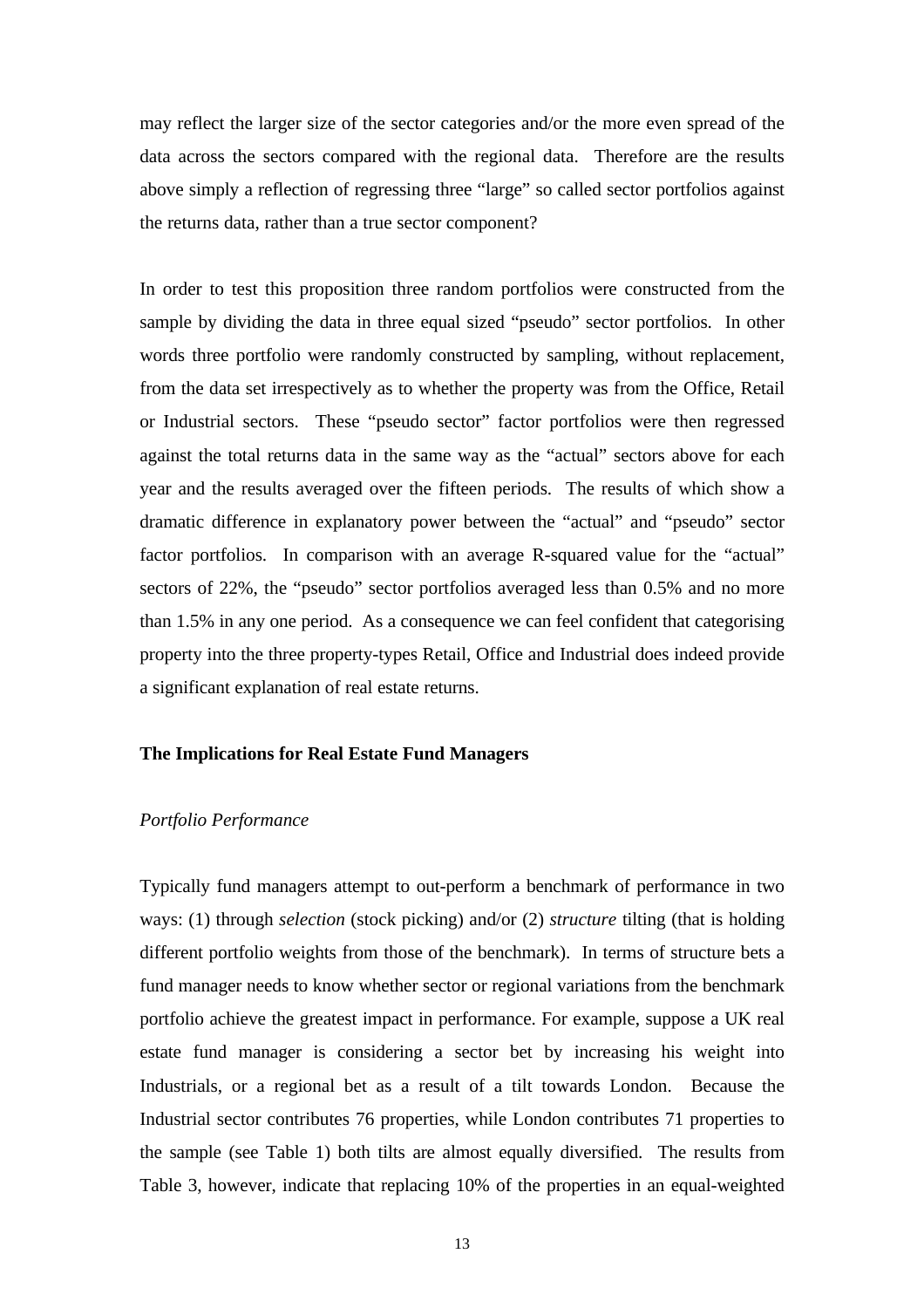may reflect the larger size of the sector categories and/or the more even spread of the data across the sectors compared with the regional data. Therefore are the results above simply a reflection of regressing three "large" so called sector portfolios against the returns data, rather than a true sector component?

In order to test this proposition three random portfolios were constructed from the sample by dividing the data in three equal sized "pseudo" sector portfolios. In other words three portfolio were randomly constructed by sampling, without replacement, from the data set irrespectively as to whether the property was from the Office, Retail or Industrial sectors. These "pseudo sector" factor portfolios were then regressed against the total returns data in the same way as the "actual" sectors above for each year and the results averaged over the fifteen periods. The results of which show a dramatic difference in explanatory power between the "actual" and "pseudo" sector factor portfolios. In comparison with an average R-squared value for the "actual" sectors of 22%, the "pseudo" sector portfolios averaged less than 0.5% and no more than 1.5% in any one period. As a consequence we can feel confident that categorising property into the three property-types Retail, Office and Industrial does indeed provide a significant explanation of real estate returns.

**The Implications for Real Estate Fund Managers**

*Portfolio Performance*

Typically fund managers attempt to out-perform a benchmark of performance in two ways: (1) through *selection* (stock picking) and/or (2) *structure* tilting (that is holding different portfolio weights from those of the benchmark). In terms of structure bets a fund manager needs to know whether sector or regional variations from the benchmark portfolio achieve the greatest impact in performance. For example, suppose a UK real estate fund manager is considering a sector bet by increasing his weight into Industrials, or a regional bet as a result of a tilt towards London. Because the Industrial sector contributes 76 properties, while London contributes 71 properties to the sample (see Table 1) both tilts are almost equally diversified. The results from Table 3, however, indicate that replacing 10% of the properties in an equal-weighted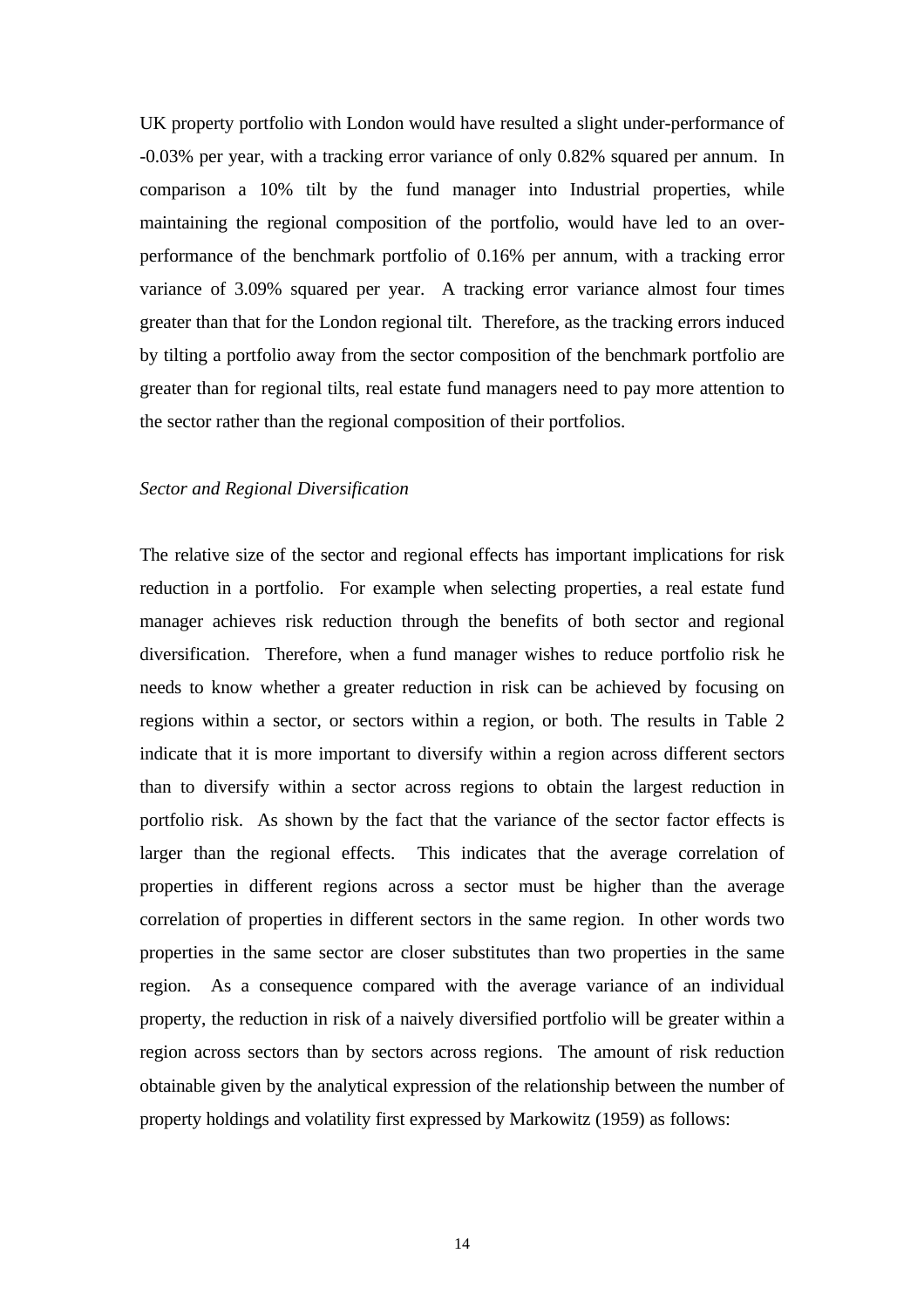UK property portfolio with London would have resulted a slight under-performance of -0.03% per year, with a tracking error variance of only 0.82% squared per annum. In comparison a 10% tilt by the fund manager into Industrial properties, while maintaining the regional composition of the portfolio, would have led to an over-performance of the benchmark portfolio of 0.16% per annum, with a tracking error variance of 3.09% squared per year. A tracking error variance almost four times greater than that for the London regional tilt. Therefore, as the tracking errors induced by tilting a portfolio away from the sector composition of the benchmark portfolio are greater than for regional tilts, real estate fund managers need to pay more attention to the sector rather than the regional composition of their portfolios.

*Sector and Regional Diversification*

The relative size of the sector and regional effects has important implications for risk reduction in a portfolio. For example when selecting properties, a real estate fund manager achieves risk reduction through the benefits of both sector and regional diversification. Therefore, when a fund manager wishes to reduce portfolio risk he needs to know whether a greater reduction in risk can be achieved by focusing on regions within a sector, or sectors within a region, or both. The results in Table 2 indicate that it is more important to diversify within a region across different sectors than to diversify within a sector across regions to obtain the largest reduction in portfolio risk. As shown by the fact that the variance of the sector factor effects is larger than the regional effects. This indicates that the average correlation of properties in different regions across a sector must be higher than the average correlation of properties in different sectors in the same region. In other words two properties in the same sector are closer substitutes than two properties in the same region. As a consequence compared with the average variance of an individual property, the reduction in risk of a naively diversified portfolio will be greater within a region across sectors than by sectors across regions. The amount of risk reduction obtainable given by the analytical expression of the relationship between the number of property holdings and volatility first expressed by Markowitz (1959) as follows: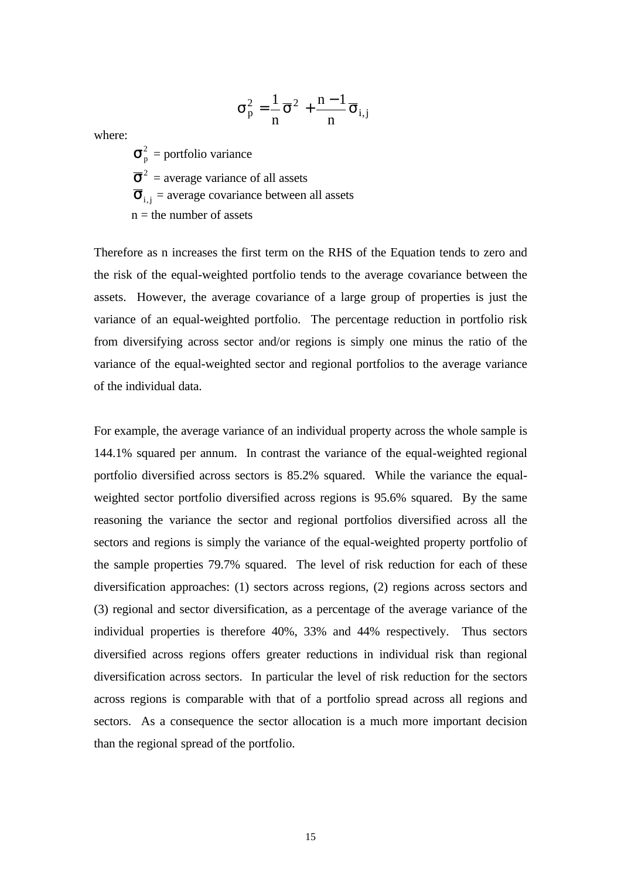$$\sigma_p^2 = \frac{1}{n}\overline{\sigma}^2 + \frac{n-1}{n}\overline{\sigma}_{i,j}$$

where:

$\sigma_p^2$ = portfolio variance

$\overline{\sigma}^2$ = average variance of all assets

$\overline{\sigma}_{i,j}$ = average covariance between all assets

n = the number of assets

Therefore as n increases the first term on the RHS of the Equation tends to zero and the risk of the equal-weighted portfolio tends to the average covariance between the assets. However, the average covariance of a large group of properties is just the variance of an equal-weighted portfolio. The percentage reduction in portfolio risk from diversifying across sector and/or regions is simply one minus the ratio of the variance of the equal-weighted sector and regional portfolios to the average variance of the individual data.

For example, the average variance of an individual property across the whole sample is 144.1% squared per annum. In contrast the variance of the equal-weighted regional portfolio diversified across sectors is 85.2% squared. While the variance the equal-weighted sector portfolio diversified across regions is 95.6% squared. By the same reasoning the variance the sector and regional portfolios diversified across all the sectors and regions is simply the variance of the equal-weighted property portfolio of the sample properties 79.7% squared. The level of risk reduction for each of these diversification approaches: (1) sectors across regions, (2) regions across sectors and (3) regional and sector diversification, as a percentage of the average variance of the individual properties is therefore 40%, 33% and 44% respectively. Thus sectors diversified across regions offers greater reductions in individual risk than regional diversification across sectors. In particular the level of risk reduction for the sectors across regions is comparable with that of a portfolio spread across all regions and sectors. As a consequence the sector allocation is a much more important decision than the regional spread of the portfolio.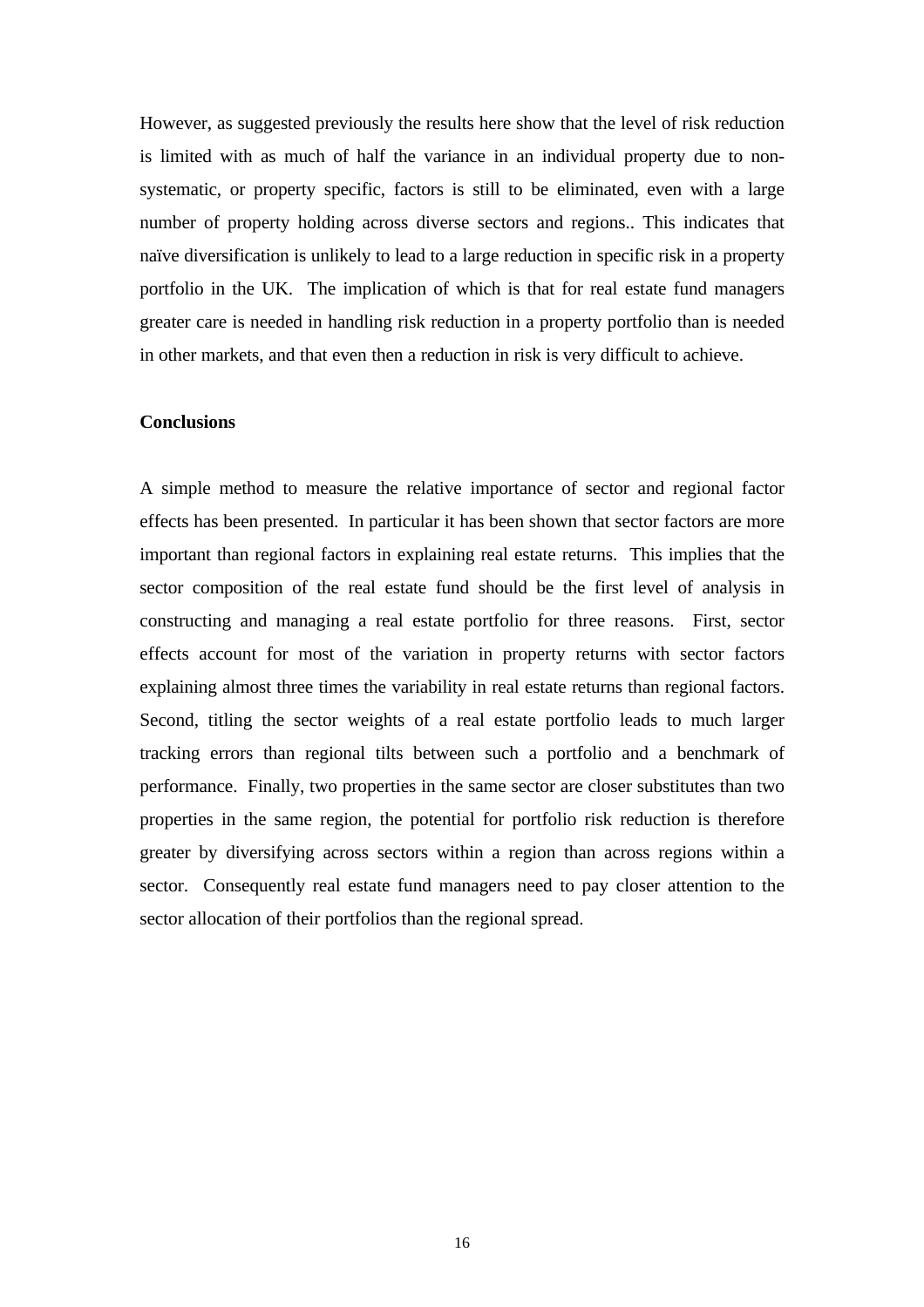However, as suggested previously the results here show that the level of risk reduction is limited with as much of half the variance in an individual property due to non-systematic, or property specific, factors is still to be eliminated, even with a large number of property holding across diverse sectors and regions.. This indicates that naïve diversification is unlikely to lead to a large reduction in specific risk in a property portfolio in the UK. The implication of which is that for real estate fund managers greater care is needed in handling risk reduction in a property portfolio than is needed in other markets, and that even then a reduction in risk is very difficult to achieve.

## Conclusions

A simple method to measure the relative importance of sector and regional factor effects has been presented. In particular it has been shown that sector factors are more important than regional factors in explaining real estate returns. This implies that the sector composition of the real estate fund should be the first level of analysis in constructing and managing a real estate portfolio for three reasons. First, sector effects account for most of the variation in property returns with sector factors explaining almost three times the variability in real estate returns than regional factors. Second, titling the sector weights of a real estate portfolio leads to much larger tracking errors than regional tilts between such a portfolio and a benchmark of performance. Finally, two properties in the same sector are closer substitutes than two properties in the same region, the potential for portfolio risk reduction is therefore greater by diversifying across sectors within a region than across regions within a sector. Consequently real estate fund managers need to pay closer attention to the sector allocation of their portfolios than the regional spread.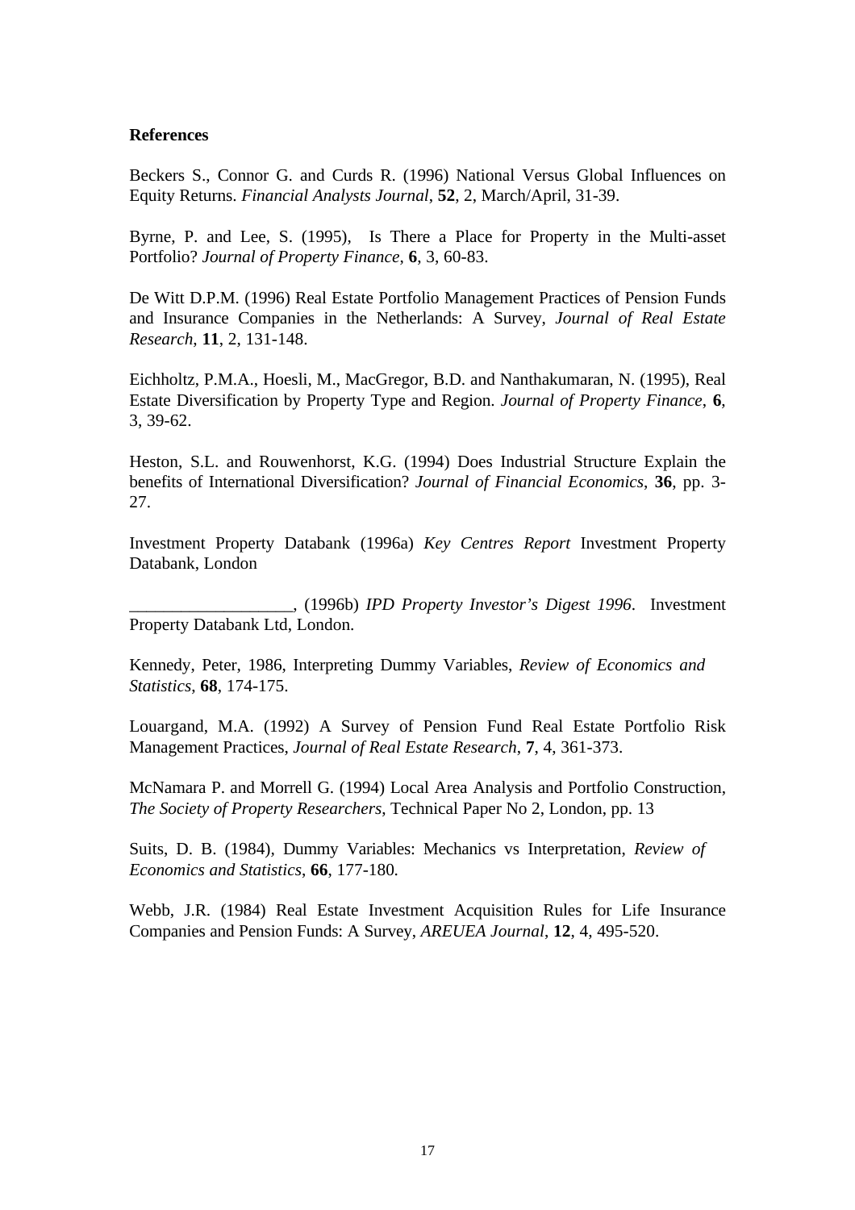**References**

Beckers S., Connor G. and Curds R. (1996) National Versus Global Influences on Equity Returns. *Financial Analysts Journal*, **52**, 2, March/April, 31-39.

Byrne, P. and Lee, S. (1995), Is There a Place for Property in the Multi-asset Portfolio? *Journal of Property Finance*, **6**, 3, 60-83.

De Witt D.P.M. (1996) Real Estate Portfolio Management Practices of Pension Funds and Insurance Companies in the Netherlands: A Survey, *Journal of Real Estate Research*, **11**, 2, 131-148.

Eichholtz, P.M.A., Hoesli, M., MacGregor, B.D. and Nanthakumaran, N. (1995), Real Estate Diversification by Property Type and Region. *Journal of Property Finance*, **6**, 3, 39-62.

Heston, S.L. and Rouwenhorst, K.G. (1994) Does Industrial Structure Explain the benefits of International Diversification? *Journal of Financial Economics*, **36**, pp. 3-27.

Investment Property Databank (1996a) *Key Centres Report* Investment Property Databank, London

__________________, (1996b) *IPD Property Investor's Digest 1996*. Investment Property Databank Ltd, London.

Kennedy, Peter, 1986, Interpreting Dummy Variables, *Review of Economics and Statistics*, **68**, 174-175.

Louargand, M.A. (1992) A Survey of Pension Fund Real Estate Portfolio Risk Management Practices, *Journal of Real Estate Research*, **7**, 4, 361-373.

McNamara P. and Morrell G. (1994) Local Area Analysis and Portfolio Construction, *The Society of Property Researchers*, Technical Paper No 2, London, pp. 13

Suits, D. B. (1984), Dummy Variables: Mechanics vs Interpretation, *Review of Economics and Statistics*, **66**, 177-180.

Webb, J.R. (1984) Real Estate Investment Acquisition Rules for Life Insurance Companies and Pension Funds: A Survey, *AREUEA Journal*, **12**, 4, 495-520.